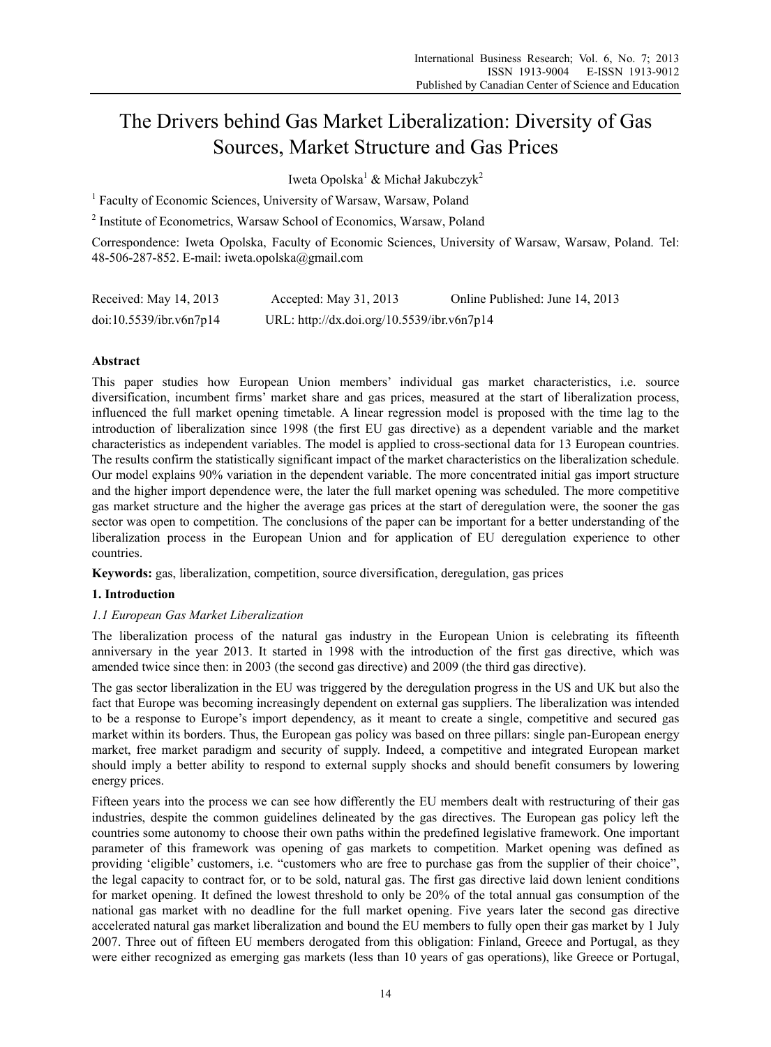# The Drivers behind Gas Market Liberalization: Diversity of Gas Sources, Market Structure and Gas Prices

Iweta Opolska[1] & Michał Jakubczyk[2]

[1] Faculty of Economic Sciences, University of Warsaw, Warsaw, Poland

[2] Institute of Econometrics, Warsaw School of Economics, Warsaw, Poland

Correspondence: Iweta Opolska, Faculty of Economic Sciences, University of Warsaw, Warsaw, Poland. Tel: 48-506-287-852. E-mail: iweta.opolska@gmail.com

Received: May 14, 2013 Accepted: May 31, 2013 Online Published: June 14, 2013

doi:10.5539/ibr.v6n7p14 URL: http://dx.doi.org/10.5539/ibr.v6n7p14

## Abstract

This paper studies how European Union members' individual gas market characteristics, i.e. source diversification, incumbent firms' market share and gas prices, measured at the start of liberalization process, influenced the full market opening timetable. A linear regression model is proposed with the time lag to the introduction of liberalization since 1998 (the first EU gas directive) as a dependent variable and the market characteristics as independent variables. The model is applied to cross-sectional data for 13 European countries. The results confirm the statistically significant impact of the market characteristics on the liberalization schedule. Our model explains 90% variation in the dependent variable. The more concentrated initial gas import structure and the higher import dependence were, the later the full market opening was scheduled. The more competitive gas market structure and the higher the average gas prices at the start of deregulation were, the sooner the gas sector was open to competition. The conclusions of the paper can be important for a better understanding of the liberalization process in the European Union and for application of EU deregulation experience to other countries.

**Keywords:** gas, liberalization, competition, source diversification, deregulation, gas prices

## 1. Introduction

### 1.1 European Gas Market Liberalization

The liberalization process of the natural gas industry in the European Union is celebrating its fifteenth anniversary in the year 2013. It started in 1998 with the introduction of the first gas directive, which was amended twice since then: in 2003 (the second gas directive) and 2009 (the third gas directive).

The gas sector liberalization in the EU was triggered by the deregulation progress in the US and UK but also the fact that Europe was becoming increasingly dependent on external gas suppliers. The liberalization was intended to be a response to Europe's import dependency, as it meant to create a single, competitive and secured gas market within its borders. Thus, the European gas policy was based on three pillars: single pan-European energy market, free market paradigm and security of supply. Indeed, a competitive and integrated European market should imply a better ability to respond to external supply shocks and should benefit consumers by lowering energy prices.

Fifteen years into the process we can see how differently the EU members dealt with restructuring of their gas industries, despite the common guidelines delineated by the gas directives. The European gas policy left the countries some autonomy to choose their own paths within the predefined legislative framework. One important parameter of this framework was opening of gas markets to competition. Market opening was defined as providing 'eligible' customers, i.e. "customers who are free to purchase gas from the supplier of their choice", the legal capacity to contract for, or to be sold, natural gas. The first gas directive laid down lenient conditions for market opening. It defined the lowest threshold to only be 20% of the total annual gas consumption of the national gas market with no deadline for the full market opening. Five years later the second gas directive accelerated natural gas market liberalization and bound the EU members to fully open their gas market by 1 July 2007. Three out of fifteen EU members derogated from this obligation: Finland, Greece and Portugal, as they were either recognized as emerging gas markets (less than 10 years of gas operations), like Greece or Portugal,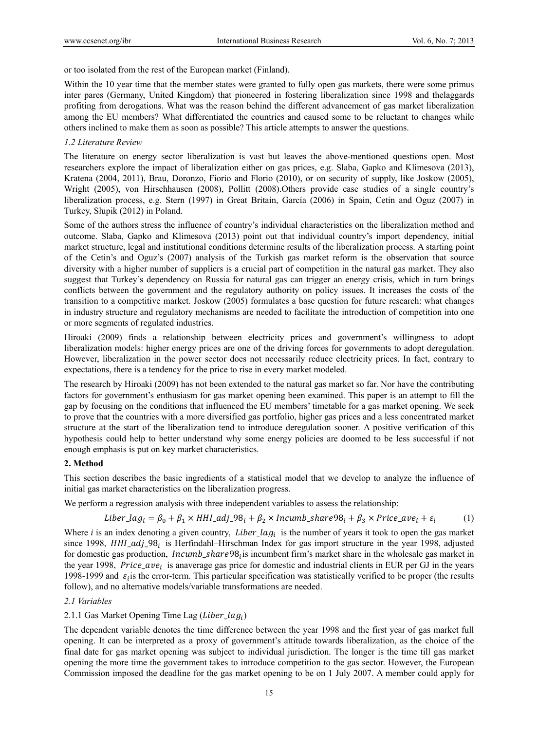or too isolated from the rest of the European market (Finland).

Within the 10 year time that the member states were granted to fully open gas markets, there were some primus inter pares (Germany, United Kingdom) that pioneered in fostering liberalization since 1998 and thelaggards profiting from derogations. What was the reason behind the different advancement of gas market liberalization among the EU members? What differentiated the countries and caused some to be reluctant to changes while others inclined to make them as soon as possible? This article attempts to answer the questions.

### *1.2 Literature Review*

The literature on energy sector liberalization is vast but leaves the above-mentioned questions open. Most researchers explore the impact of liberalization either on gas prices, e.g. Slaba, Gapko and Klimesova (2013), Kratena (2004, 2011), Brau, Doronzo, Fiorio and Florio (2010), or on security of supply, like Joskow (2005), Wright (2005), von Hirschhausen (2008), Pollitt (2008).Others provide case studies of a single country's liberalization process, e.g. Stern (1997) in Great Britain, García (2006) in Spain, Cetin and Oguz (2007) in Turkey, Słupik (2012) in Poland.

Some of the authors stress the influence of country's individual characteristics on the liberalization method and outcome. Slaba, Gapko and Klimesova (2013) point out that individual country's import dependency, initial market structure, legal and institutional conditions determine results of the liberalization process. A starting point of the Cetin's and Oguz's (2007) analysis of the Turkish gas market reform is the observation that source diversity with a higher number of suppliers is a crucial part of competition in the natural gas market. They also suggest that Turkey's dependency on Russia for natural gas can trigger an energy crisis, which in turn brings conflicts between the government and the regulatory authority on policy issues. It increases the costs of the transition to a competitive market. Joskow (2005) formulates a base question for future research: what changes in industry structure and regulatory mechanisms are needed to facilitate the introduction of competition into one or more segments of regulated industries.

Hiroaki (2009) finds a relationship between electricity prices and government's willingness to adopt liberalization models: higher energy prices are one of the driving forces for governments to adopt deregulation. However, liberalization in the power sector does not necessarily reduce electricity prices. In fact, contrary to expectations, there is a tendency for the price to rise in every market modeled.

The research by Hiroaki (2009) has not been extended to the natural gas market so far. Nor have the contributing factors for government's enthusiasm for gas market opening been examined. This paper is an attempt to fill the gap by focusing on the conditions that influenced the EU members' timetable for a gas market opening. We seek to prove that the countries with a more diversified gas portfolio, higher gas prices and a less concentrated market structure at the start of the liberalization tend to introduce deregulation sooner. A positive verification of this hypothesis could help to better understand why some energy policies are doomed to be less successful if not enough emphasis is put on key market characteristics.

## 2. Method

This section describes the basic ingredients of a statistical model that we develop to analyze the influence of initial gas market characteristics on the liberalization progress.

We perform a regression analysis with three independent variables to assess the relationship:

$$Liber\_lag_i = \beta_0 + \beta_1 \times HHI\_adj\_98_i + \beta_2 \times Incumb\_share98_i + \beta_3 \times Price\_ave_i + \varepsilon_i \qquad (1)$$

Where $i$ is an index denoting a given country, $Liber\_lag_i$ is the number of years it took to open the gas market since 1998, $HHI\_adj\_98_i$ is Herfindahl–Hirschman Index for gas import structure in the year 1998, adjusted for domestic gas production, $Incumb\_share98_i$ is incumbent firm's market share in the wholesale gas market in the year 1998, $Price\_ave_i$ is anaverage gas price for domestic and industrial clients in EUR per GJ in the years 1998-1999 and $\varepsilon_i$ is the error-term. This particular specification was statistically verified to be proper (the results follow), and no alternative models/variable transformations are needed.

### *2.1 Variables*

#### 2.1.1 Gas Market Opening Time Lag ($Liber\_lag_i$)

The dependent variable denotes the time difference between the year 1998 and the first year of gas market full opening. It can be interpreted as a proxy of government's attitude towards liberalization, as the choice of the final date for gas market opening was subject to individual jurisdiction. The longer is the time till gas market opening the more time the government takes to introduce competition to the gas sector. However, the European Commission imposed the deadline for the gas market opening to be on 1 July 2007. A member could apply for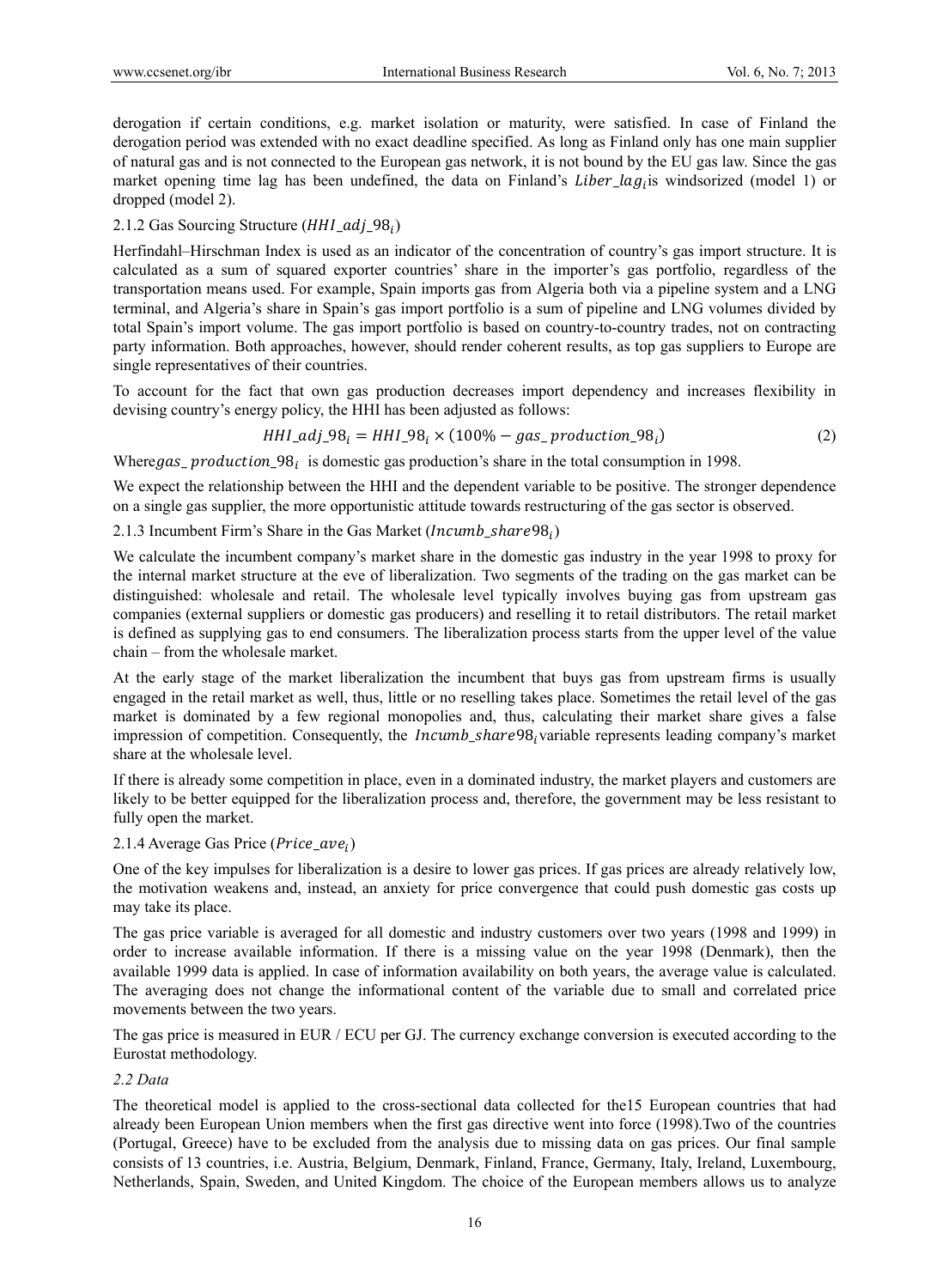derogation if certain conditions, e.g. market isolation or maturity, were satisfied. In case of Finland the derogation period was extended with no exact deadline specified. As long as Finland only has one main supplier of natural gas and is not connected to the European gas network, it is not bound by the EU gas law. Since the gas market opening time lag has been undefined, the data on Finland's $Liber\_lag_i$ is windsorized (model 1) or dropped (model 2).

### 2.1.2 Gas Sourcing Structure ($HHI\_adj\_98_i$)

Herfindahl–Hirschman Index is used as an indicator of the concentration of country's gas import structure. It is calculated as a sum of squared exporter countries' share in the importer's gas portfolio, regardless of the transportation means used. For example, Spain imports gas from Algeria both via a pipeline system and a LNG terminal, and Algeria's share in Spain's gas import portfolio is a sum of pipeline and LNG volumes divided by total Spain's import volume. The gas import portfolio is based on country-to-country trades, not on contracting party information. Both approaches, however, should render coherent results, as top gas suppliers to Europe are single representatives of their countries.

To account for the fact that own gas production decreases import dependency and increases flexibility in devising country's energy policy, the HHI has been adjusted as follows:

$$HHI\_adj\_98_i = HHI\_98_i \times (100\% - gas\_production\_98_i) \tag{2}$$

Where $gas\_production\_98_i$ is domestic gas production's share in the total consumption in 1998.

We expect the relationship between the HHI and the dependent variable to be positive. The stronger dependence on a single gas supplier, the more opportunistic attitude towards restructuring of the gas sector is observed.

### 2.1.3 Incumbent Firm's Share in the Gas Market ($Incumb\_share98_i$)

We calculate the incumbent company's market share in the domestic gas industry in the year 1998 to proxy for the internal market structure at the eve of liberalization. Two segments of the trading on the gas market can be distinguished: wholesale and retail. The wholesale level typically involves buying gas from upstream gas companies (external suppliers or domestic gas producers) and reselling it to retail distributors. The retail market is defined as supplying gas to end consumers. The liberalization process starts from the upper level of the value chain – from the wholesale market.

At the early stage of the market liberalization the incumbent that buys gas from upstream firms is usually engaged in the retail market as well, thus, little or no reselling takes place. Sometimes the retail level of the gas market is dominated by a few regional monopolies and, thus, calculating their market share gives a false impression of competition. Consequently, the $Incumb\_share98_i$ variable represents leading company's market share at the wholesale level.

If there is already some competition in place, even in a dominated industry, the market players and customers are likely to be better equipped for the liberalization process and, therefore, the government may be less resistant to fully open the market.

### 2.1.4 Average Gas Price ($Price\_ave_i$)

One of the key impulses for liberalization is a desire to lower gas prices. If gas prices are already relatively low, the motivation weakens and, instead, an anxiety for price convergence that could push domestic gas costs up may take its place.

The gas price variable is averaged for all domestic and industry customers over two years (1998 and 1999) in order to increase available information. If there is a missing value on the year 1998 (Denmark), then the available 1999 data is applied. In case of information availability on both years, the average value is calculated. The averaging does not change the informational content of the variable due to small and correlated price movements between the two years.

The gas price is measured in EUR / ECU per GJ. The currency exchange conversion is executed according to the Eurostat methodology.

## *2.2 Data*

The theoretical model is applied to the cross-sectional data collected for the15 European countries that had already been European Union members when the first gas directive went into force (1998).Two of the countries (Portugal, Greece) have to be excluded from the analysis due to missing data on gas prices. Our final sample consists of 13 countries, i.e. Austria, Belgium, Denmark, Finland, France, Germany, Italy, Ireland, Luxembourg, Netherlands, Spain, Sweden, and United Kingdom. The choice of the European members allows us to analyze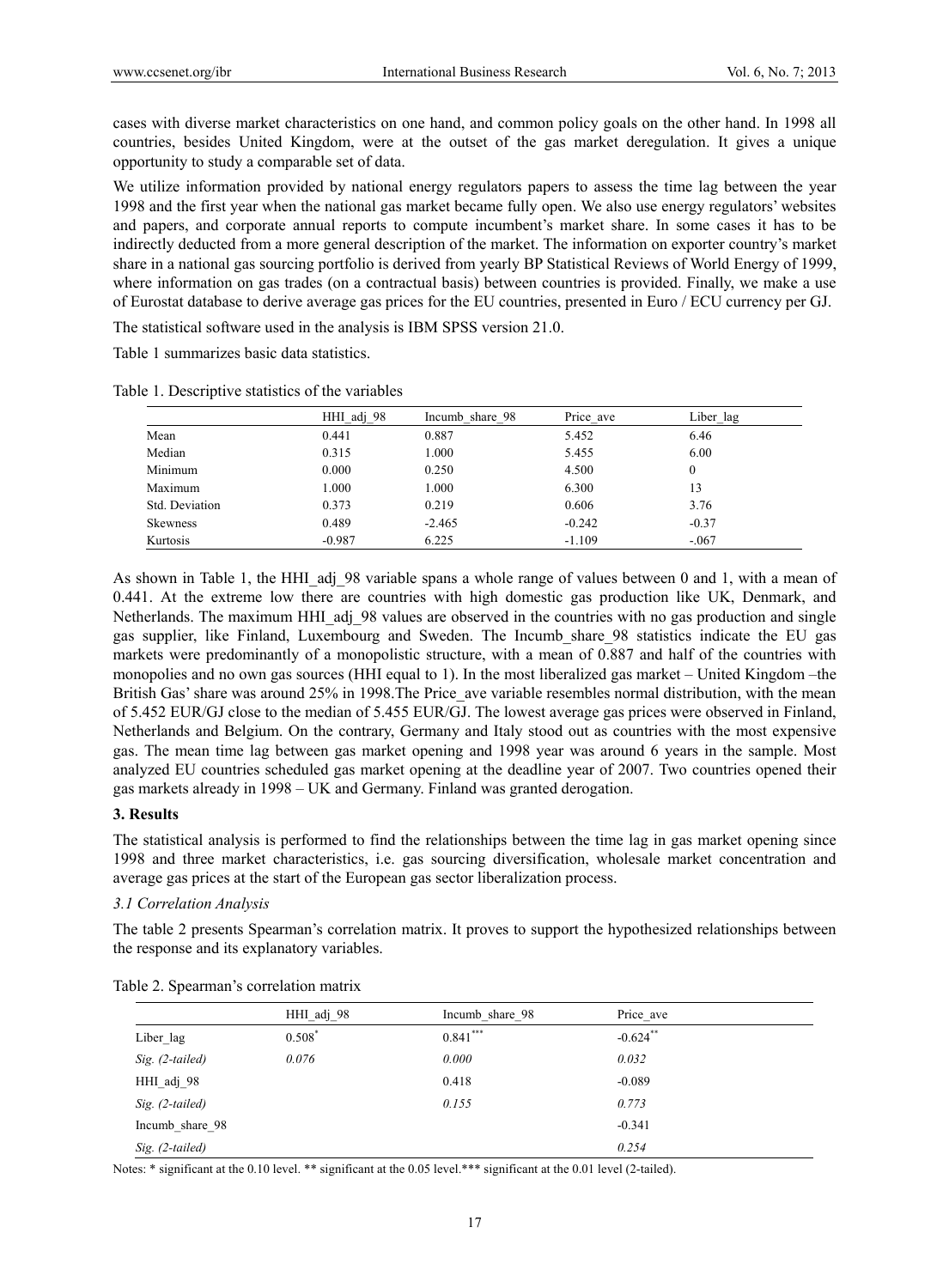cases with diverse market characteristics on one hand, and common policy goals on the other hand. In 1998 all countries, besides United Kingdom, were at the outset of the gas market deregulation. It gives a unique opportunity to study a comparable set of data.

We utilize information provided by national energy regulators papers to assess the time lag between the year 1998 and the first year when the national gas market became fully open. We also use energy regulators' websites and papers, and corporate annual reports to compute incumbent's market share. In some cases it has to be indirectly deducted from a more general description of the market. The information on exporter country's market share in a national gas sourcing portfolio is derived from yearly BP Statistical Reviews of World Energy of 1999, where information on gas trades (on a contractual basis) between countries is provided. Finally, we make a use of Eurostat database to derive average gas prices for the EU countries, presented in Euro / ECU currency per GJ.

The statistical software used in the analysis is IBM SPSS version 21.0.

Table 1 summarizes basic data statistics.

Table 1. Descriptive statistics of the variables

| | HHI_adj_98 | Incumb_share_98 | Price_ave | Liber_lag |
|---|---|---|---|---|
| Mean | 0.441 | 0.887 | 5.452 | 6.46 |
| Median | 0.315 | 1.000 | 5.455 | 6.00 |
| Minimum | 0.000 | 0.250 | 4.500 | 0 |
| Maximum | 1.000 | 1.000 | 6.300 | 13 |
| Std. Deviation | 0.373 | 0.219 | 0.606 | 3.76 |
| Skewness | 0.489 | -2.465 | -0.242 | -0.37 |
| Kurtosis | -0.987 | 6.225 | -1.109 | -.067 |

As shown in Table 1, the HHI_adj_98 variable spans a whole range of values between 0 and 1, with a mean of 0.441. At the extreme low there are countries with high domestic gas production like UK, Denmark, and Netherlands. The maximum HHI_adj_98 values are observed in the countries with no gas production and single gas supplier, like Finland, Luxembourg and Sweden. The Incumb_share_98 statistics indicate the EU gas markets were predominantly of a monopolistic structure, with a mean of 0.887 and half of the countries with monopolies and no own gas sources (HHI equal to 1). In the most liberalized gas market – United Kingdom –the British Gas' share was around 25% in 1998.The Price_ave variable resembles normal distribution, with the mean of 5.452 EUR/GJ close to the median of 5.455 EUR/GJ. The lowest average gas prices were observed in Finland, Netherlands and Belgium. On the contrary, Germany and Italy stood out as countries with the most expensive gas. The mean time lag between gas market opening and 1998 year was around 6 years in the sample. Most analyzed EU countries scheduled gas market opening at the deadline year of 2007. Two countries opened their gas markets already in 1998 – UK and Germany. Finland was granted derogation.

## 3. Results

The statistical analysis is performed to find the relationships between the time lag in gas market opening since 1998 and three market characteristics, i.e. gas sourcing diversification, wholesale market concentration and average gas prices at the start of the European gas sector liberalization process.

### *3.1 Correlation Analysis*

The table 2 presents Spearman's correlation matrix. It proves to support the hypothesized relationships between the response and its explanatory variables.

Table 2. Spearman's correlation matrix

| | HHI_adj_98 | Incumb_share_98 | Price_ave |
|---|---|---|---|
| Liber_lag | 0.508* | 0.841*** | -0.624** |
| *Sig. (2-tailed)* | *0.076* | *0.000* | *0.032* |
| HHI_adj_98 | | 0.418 | -0.089 |
| *Sig. (2-tailed)* | | *0.155* | *0.773* |
| Incumb_share_98 | | | -0.341 |
| *Sig. (2-tailed)* | | | *0.254* |

Notes: * significant at the 0.10 level. ** significant at the 0.05 level.*** significant at the 0.01 level (2-tailed).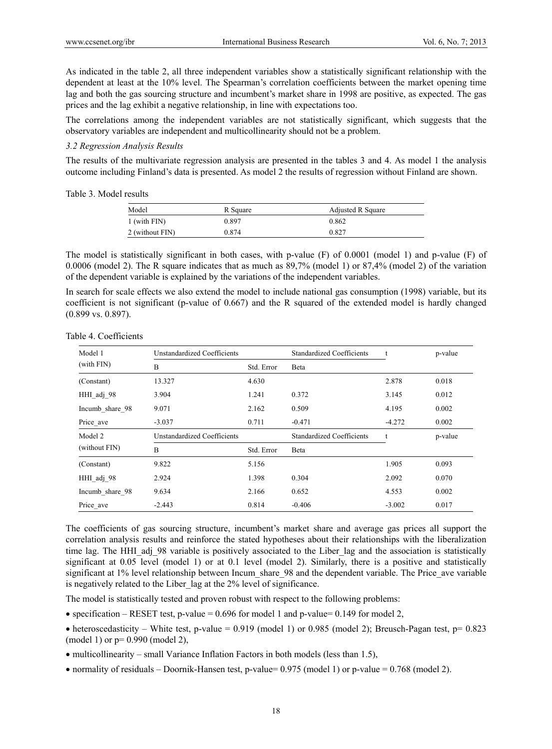As indicated in the table 2, all three independent variables show a statistically significant relationship with the dependent at least at the 10% level. The Spearman's correlation coefficients between the market opening time lag and both the gas sourcing structure and incumbent's market share in 1998 are positive, as expected. The gas prices and the lag exhibit a negative relationship, in line with expectations too.

The correlations among the independent variables are not statistically significant, which suggests that the observatory variables are independent and multicollinearity should not be a problem.

### *3.2 Regression Analysis Results*

The results of the multivariate regression analysis are presented in the tables 3 and 4. As model 1 the analysis outcome including Finland's data is presented. As model 2 the results of regression without Finland are shown.

Table 3. Model results

| Model | R Square | Adjusted R Square |
|---|---|---|
| 1 (with FIN) | 0.897 | 0.862 |
| 2 (without FIN) | 0.874 | 0.827 |

The model is statistically significant in both cases, with p-value (F) of 0.0001 (model 1) and p-value (F) of 0.0006 (model 2). The R square indicates that as much as 89,7% (model 1) or 87,4% (model 2) of the variation of the dependent variable is explained by the variations of the independent variables.

In search for scale effects we also extend the model to include national gas consumption (1998) variable, but its coefficient is not significant (p-value of 0.667) and the R squared of the extended model is hardly changed (0.899 vs. 0.897).

Table 4. Coefficients

| Model 1 (with FIN) | Unstandardized Coefficients | | Standardized Coefficients | t | p-value |
|---|---|---|---|---|---|
| | B | Std. Error | Beta | | |
| (Constant) | 13.327 | 4.630 | | 2.878 | 0.018 |
| HHI_adj_98 | 3.904 | 1.241 | 0.372 | 3.145 | 0.012 |
| Incumb_share_98 | 9.071 | 2.162 | 0.509 | 4.195 | 0.002 |
| Price_ave | -3.037 | 0.711 | -0.471 | -4.272 | 0.002 |
| **Model 2 (without FIN)** | **Unstandardized Coefficients** | | **Standardized Coefficients** | **t** | **p-value** |
| | B | Std. Error | Beta | | |
| (Constant) | 9.822 | 5.156 | | 1.905 | 0.093 |
| HHI_adj_98 | 2.924 | 1.398 | 0.304 | 2.092 | 0.070 |
| Incumb_share_98 | 9.634 | 2.166 | 0.652 | 4.553 | 0.002 |
| Price_ave | -2.443 | 0.814 | -0.406 | -3.002 | 0.017 |

The coefficients of gas sourcing structure, incumbent's market share and average gas prices all support the correlation analysis results and reinforce the stated hypotheses about their relationships with the liberalization time lag. The HHI_adj_98 variable is positively associated to the Liber_lag and the association is statistically significant at 0.05 level (model 1) or at 0.1 level (model 2). Similarly, there is a positive and statistically significant at 1% level relationship between Incum_share_98 and the dependent variable. The Price_ave variable is negatively related to the Liber_lag at the 2% level of significance.

The model is statistically tested and proven robust with respect to the following problems:

- specification – RESET test, p-value = 0.696 for model 1 and p-value= 0.149 for model 2,
- heteroscedasticity – White test, p-value = 0.919 (model 1) or 0.985 (model 2); Breusch-Pagan test, p= 0.823 (model 1) or p= 0.990 (model 2),
- multicollinearity – small Variance Inflation Factors in both models (less than 1.5),
- normality of residuals – Doornik-Hansen test, p-value= 0.975 (model 1) or p-value = 0.768 (model 2).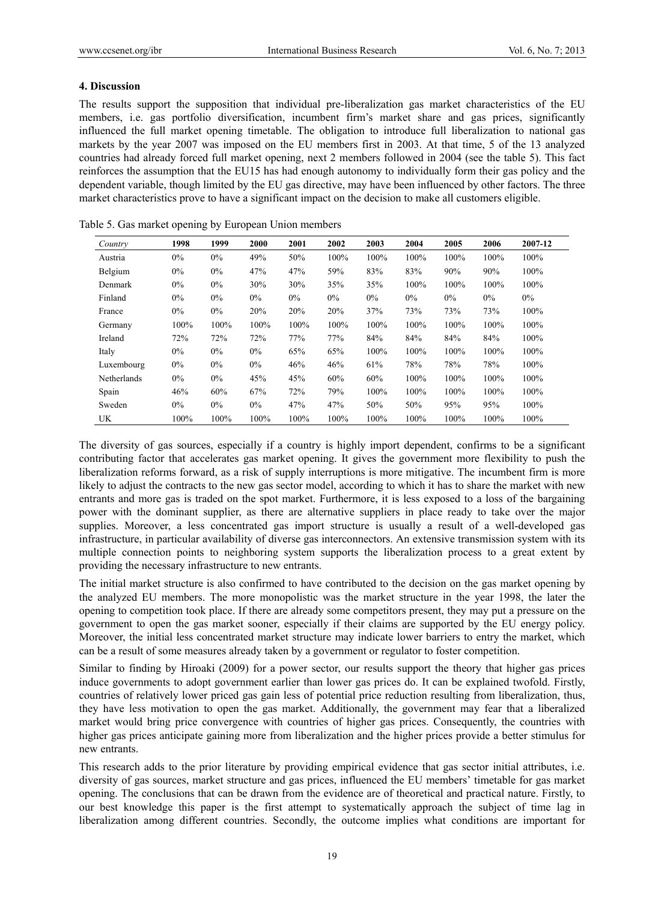## 4. Discussion

The results support the supposition that individual pre-liberalization gas market characteristics of the EU members, i.e. gas portfolio diversification, incumbent firm's market share and gas prices, significantly influenced the full market opening timetable. The obligation to introduce full liberalization to national gas markets by the year 2007 was imposed on the EU members first in 2003. At that time, 5 of the 13 analyzed countries had already forced full market opening, next 2 members followed in 2004 (see the table 5). This fact reinforces the assumption that the EU15 has had enough autonomy to individually form their gas policy and the dependent variable, though limited by the EU gas directive, may have been influenced by other factors. The three market characteristics prove to have a significant impact on the decision to make all customers eligible.

Table 5. Gas market opening by European Union members

| *Country* | 1998 | 1999 | 2000 | 2001 | 2002 | 2003 | 2004 | 2005 | 2006 | 2007-12 |
|---|---|---|---|---|---|---|---|---|---|---|
| Austria | 0% | 0% | 49% | 50% | 100% | 100% | 100% | 100% | 100% | 100% |
| Belgium | 0% | 0% | 47% | 47% | 59% | 83% | 83% | 90% | 90% | 100% |
| Denmark | 0% | 0% | 30% | 30% | 35% | 35% | 100% | 100% | 100% | 100% |
| Finland | 0% | 0% | 0% | 0% | 0% | 0% | 0% | 0% | 0% | 0% |
| France | 0% | 0% | 20% | 20% | 20% | 37% | 73% | 73% | 73% | 100% |
| Germany | 100% | 100% | 100% | 100% | 100% | 100% | 100% | 100% | 100% | 100% |
| Ireland | 72% | 72% | 72% | 77% | 77% | 84% | 84% | 84% | 84% | 100% |
| Italy | 0% | 0% | 0% | 65% | 65% | 100% | 100% | 100% | 100% | 100% |
| Luxembourg | 0% | 0% | 0% | 46% | 46% | 61% | 78% | 78% | 78% | 100% |
| Netherlands | 0% | 0% | 45% | 45% | 60% | 60% | 100% | 100% | 100% | 100% |
| Spain | 46% | 60% | 67% | 72% | 79% | 100% | 100% | 100% | 100% | 100% |
| Sweden | 0% | 0% | 0% | 47% | 47% | 50% | 50% | 95% | 95% | 100% |
| UK | 100% | 100% | 100% | 100% | 100% | 100% | 100% | 100% | 100% | 100% |

The diversity of gas sources, especially if a country is highly import dependent, confirms to be a significant contributing factor that accelerates gas market opening. It gives the government more flexibility to push the liberalization reforms forward, as a risk of supply interruptions is more mitigative. The incumbent firm is more likely to adjust the contracts to the new gas sector model, according to which it has to share the market with new entrants and more gas is traded on the spot market. Furthermore, it is less exposed to a loss of the bargaining power with the dominant supplier, as there are alternative suppliers in place ready to take over the major supplies. Moreover, a less concentrated gas import structure is usually a result of a well-developed gas infrastructure, in particular availability of diverse gas interconnectors. An extensive transmission system with its multiple connection points to neighboring system supports the liberalization process to a great extent by providing the necessary infrastructure to new entrants.

The initial market structure is also confirmed to have contributed to the decision on the gas market opening by the analyzed EU members. The more monopolistic was the market structure in the year 1998, the later the opening to competition took place. If there are already some competitors present, they may put a pressure on the government to open the gas market sooner, especially if their claims are supported by the EU energy policy. Moreover, the initial less concentrated market structure may indicate lower barriers to entry the market, which can be a result of some measures already taken by a government or regulator to foster competition.

Similar to finding by Hiroaki (2009) for a power sector, our results support the theory that higher gas prices induce governments to adopt government earlier than lower gas prices do. It can be explained twofold. Firstly, countries of relatively lower priced gas gain less of potential price reduction resulting from liberalization, thus, they have less motivation to open the gas market. Additionally, the government may fear that a liberalized market would bring price convergence with countries of higher gas prices. Consequently, the countries with higher gas prices anticipate gaining more from liberalization and the higher prices provide a better stimulus for new entrants.

This research adds to the prior literature by providing empirical evidence that gas sector initial attributes, i.e. diversity of gas sources, market structure and gas prices, influenced the EU members' timetable for gas market opening. The conclusions that can be drawn from the evidence are of theoretical and practical nature. Firstly, to our best knowledge this paper is the first attempt to systematically approach the subject of time lag in liberalization among different countries. Secondly, the outcome implies what conditions are important for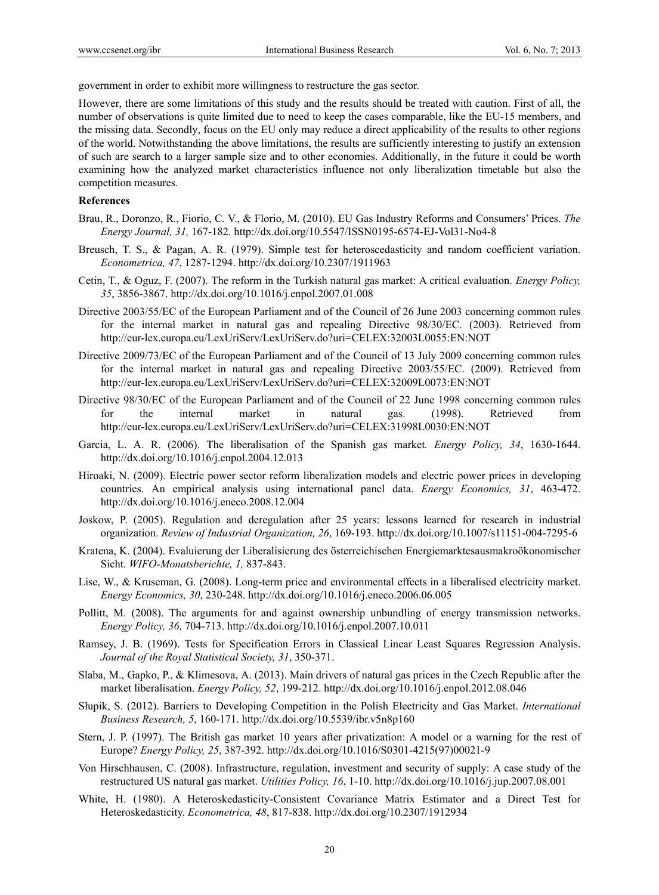government in order to exhibit more willingness to restructure the gas sector.

However, there are some limitations of this study and the results should be treated with caution. First of all, the number of observations is quite limited due to need to keep the cases comparable, like the EU-15 members, and the missing data. Secondly, focus on the EU only may reduce a direct applicability of the results to other regions of the world. Notwithstanding the above limitations, the results are sufficiently interesting to justify an extension of such are search to a larger sample size and to other economies. Additionally, in the future it could be worth examining how the analyzed market characteristics influence not only liberalization timetable but also the competition measures.

## References

Brau, R., Doronzo, R., Fiorio, C. V., & Florio, M. (2010). EU Gas Industry Reforms and Consumers' Prices. *The Energy Journal, 31,* 167-182. http://dx.doi.org/10.5547/ISSN0195-6574-EJ-Vol31-No4-8

Breusch, T. S., & Pagan, A. R. (1979). Simple test for heteroscedasticity and random coefficient variation. *Econometrica, 47*, 1287-1294. http://dx.doi.org/10.2307/1911963

Cetin, T., & Oguz, F. (2007). The reform in the Turkish natural gas market: A critical evaluation. *Energy Policy, 35*, 3856-3867. http://dx.doi.org/10.1016/j.enpol.2007.01.008

Directive 2003/55/EC of the European Parliament and of the Council of 26 June 2003 concerning common rules for the internal market in natural gas and repealing Directive 98/30/EC. (2003). Retrieved from http://eur-lex.europa.eu/LexUriServ/LexUriServ.do?uri=CELEX:32003L0055:EN:NOT

Directive 2009/73/EC of the European Parliament and of the Council of 13 July 2009 concerning common rules for the internal market in natural gas and repealing Directive 2003/55/EC. (2009). Retrieved from http://eur-lex.europa.eu/LexUriServ/LexUriServ.do?uri=CELEX:32009L0073:EN:NOT

Directive 98/30/EC of the European Parliament and of the Council of 22 June 1998 concerning common rules for the internal market in natural gas. (1998). Retrieved from http://eur-lex.europa.eu/LexUriServ/LexUriServ.do?uri=CELEX:31998L0030:EN:NOT

Garcia, L. A. R. (2006). The liberalisation of the Spanish gas market*. Energy Policy, 34*, 1630-1644. http://dx.doi.org/10.1016/j.enpol.2004.12.013

Hiroaki, N. (2009). Electric power sector reform liberalization models and electric power prices in developing countries. An empirical analysis using international panel data. *Energy Economics, 31*, 463-472. http://dx.doi.org/10.1016/j.eneco.2008.12.004

Joskow, P. (2005). Regulation and deregulation after 25 years: lessons learned for research in industrial organization. *Review of Industrial Organization, 26*, 169-193. http://dx.doi.org/10.1007/s11151-004-7295-6

Kratena, K. (2004). Evaluierung der Liberalisierung des österreichischen Energiemarktesausmakroökonomischer Sicht. *WIFO-Monatsberichte, 1,* 837-843.

Lise, W., & Kruseman, G. (2008). Long-term price and environmental effects in a liberalised electricity market. *Energy Economics, 30*, 230-248. http://dx.doi.org/10.1016/j.eneco.2006.06.005

Pollitt, M. (2008). The arguments for and against ownership unbundling of energy transmission networks. *Energy Policy, 36*, 704-713. http://dx.doi.org/10.1016/j.enpol.2007.10.011

Ramsey, J. B. (1969). Tests for Specification Errors in Classical Linear Least Squares Regression Analysis. *Journal of the Royal Statistical Society, 31*, 350-371.

Slaba, M., Gapko, P., & Klimesova, A. (2013). Main drivers of natural gas prices in the Czech Republic after the market liberalisation. *Energy Policy, 52*, 199-212. http://dx.doi.org/10.1016/j.enpol.2012.08.046

Słupik, S. (2012). Barriers to Developing Competition in the Polish Electricity and Gas Market. *International Business Research, 5*, 160-171. http://dx.doi.org/10.5539/ibr.v5n8p160

Stern, J. P. (1997). The British gas market 10 years after privatization: A model or a warning for the rest of Europe? *Energy Policy, 25*, 387-392. http://dx.doi.org/10.1016/S0301-4215(97)00021-9

Von Hirschhausen, C. (2008). Infrastructure, regulation, investment and security of supply: A case study of the restructured US natural gas market. *Utilities Policy, 16*, 1-10. http://dx.doi.org/10.1016/j.jup.2007.08.001

White, H. (1980). A Heteroskedasticity-Consistent Covariance Matrix Estimator and a Direct Test for Heteroskedasticity. *Econometrica, 48*, 817-838. http://dx.doi.org/10.2307/1912934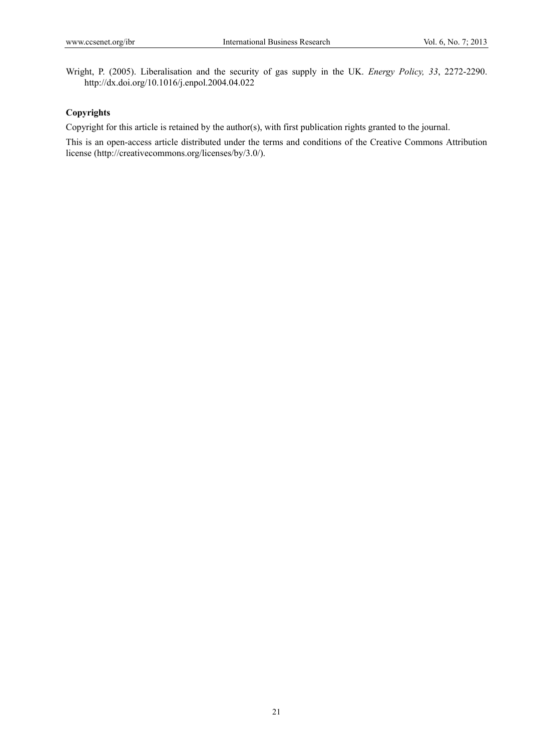Wright, P. (2005). Liberalisation and the security of gas supply in the UK. *Energy Policy, 33*, 2272-2290. http://dx.doi.org/10.1016/j.enpol.2004.04.022

**Copyrights**

Copyright for this article is retained by the author(s), with first publication rights granted to the journal.

This is an open-access article distributed under the terms and conditions of the Creative Commons Attribution license (http://creativecommons.org/licenses/by/3.0/).